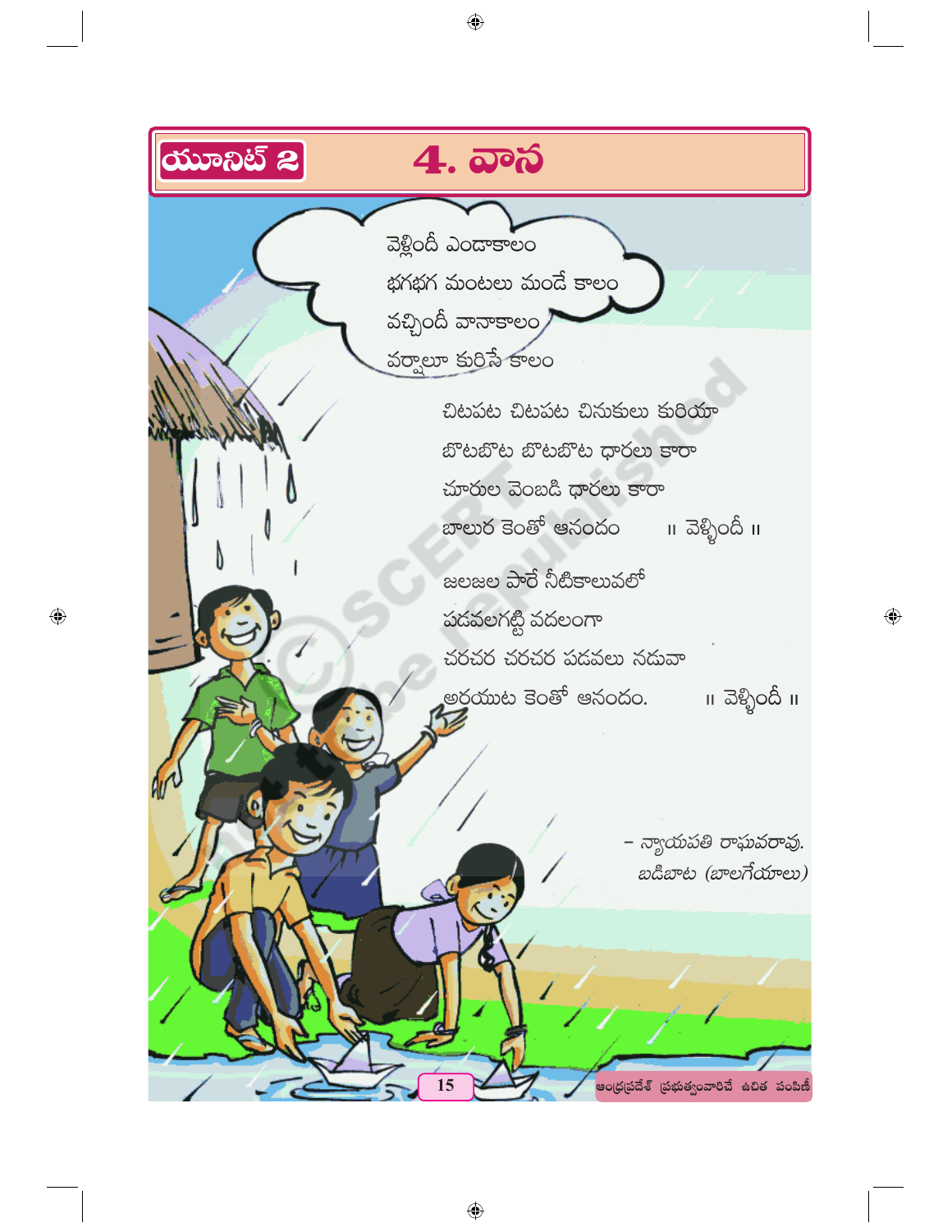యూనిట్ 2

# 4. వాన

వెళ్లిందీ ఎండాకాలం
భగభగ మంటలు మండే కాలం
వచ్చిందీ వానాకాలం
వర్షాలూ కురిసే కాలం

చిటపట చిటపట చినుకులు కురియా
బొటబొట బొటబొట ధారలు కారా
చూరుల వెంబడి ధారలు కారా
బాలుర కెంతో ఆనందం ॥ వెళ్ళిందీ ॥

జలజల పారే నీటికాలువలో
పడవలగట్టి వదలంగా
చరచర చరచర పడవలు నడువా
అరయుట కెంతో ఆనందం. ॥ వెళ్ళిందీ ॥

– న్యాయపతి రాఘవరావు.
బడిబాట (బాలగేయాలు)

ఆంధ్రప్రదేశ్ ప్రభుత్వంవారిచే ఉచిత పంపిణీ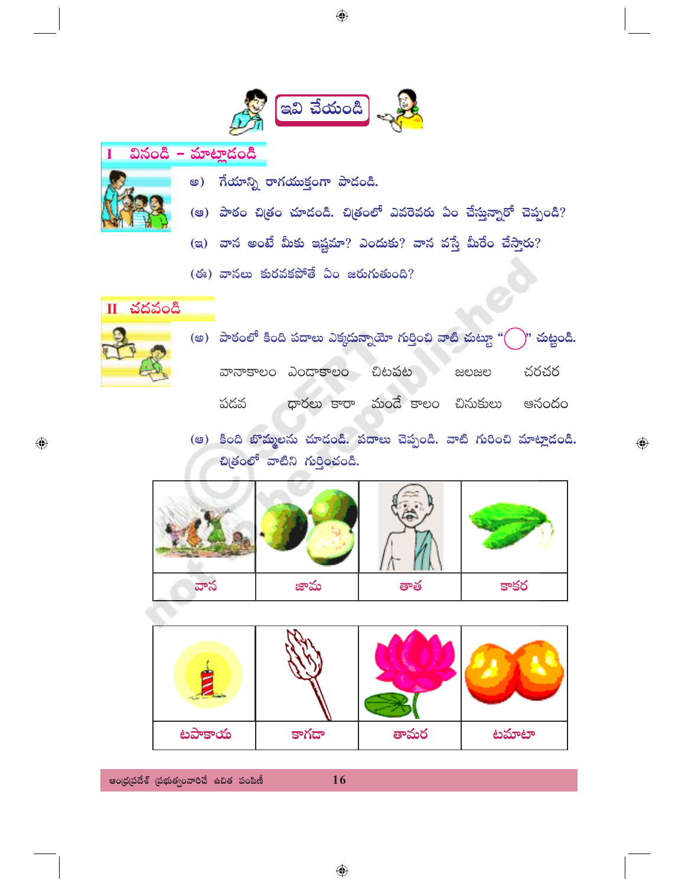## ఇవి చేయండి

### I వినండి - మాట్లాడండి

అ) గేయాన్ని రాగయుక్తంగా పాడండి.

(ఆ) పాఠం చిత్రం చూడండి. చిత్రంలో ఎవరెవరు ఏం చేస్తున్నారో చెప్పండి?

(ఇ) వాన అంటే మీకు ఇష్టమా? ఎందుకు? వాన వస్తే మీరేం చేస్తారు?

(ఈ) వానలు కురవకపోతే ఏం జరుగుతుంది?

### II చదవండి

(అ) పాఠంలో కింది పదాలు ఎక్కడున్నాయో గుర్తించి వాటి చుట్టూ "◯" చుట్టండి.

| | | | | |
|---|---|---|---|---|
| వానాకాలం | ఎండాకాలం | చిటపట | జలజల | చరచర |
| పడవ | ధారలు కారా | మండే కాలం | చినుకులు | ఆనందం |

(ఆ) కింది బొమ్మలను చూడండి. పదాలు చెప్పండి. వాటి గురించి మాట్లాడండి. చిత్రంలో వాటిని గుర్తించండి.

| | | | |
|---|---|---|---|
| వాన | జామ | తాత | కాకర |
| టపాకాయ | కాగడా | తామర | టమాటా |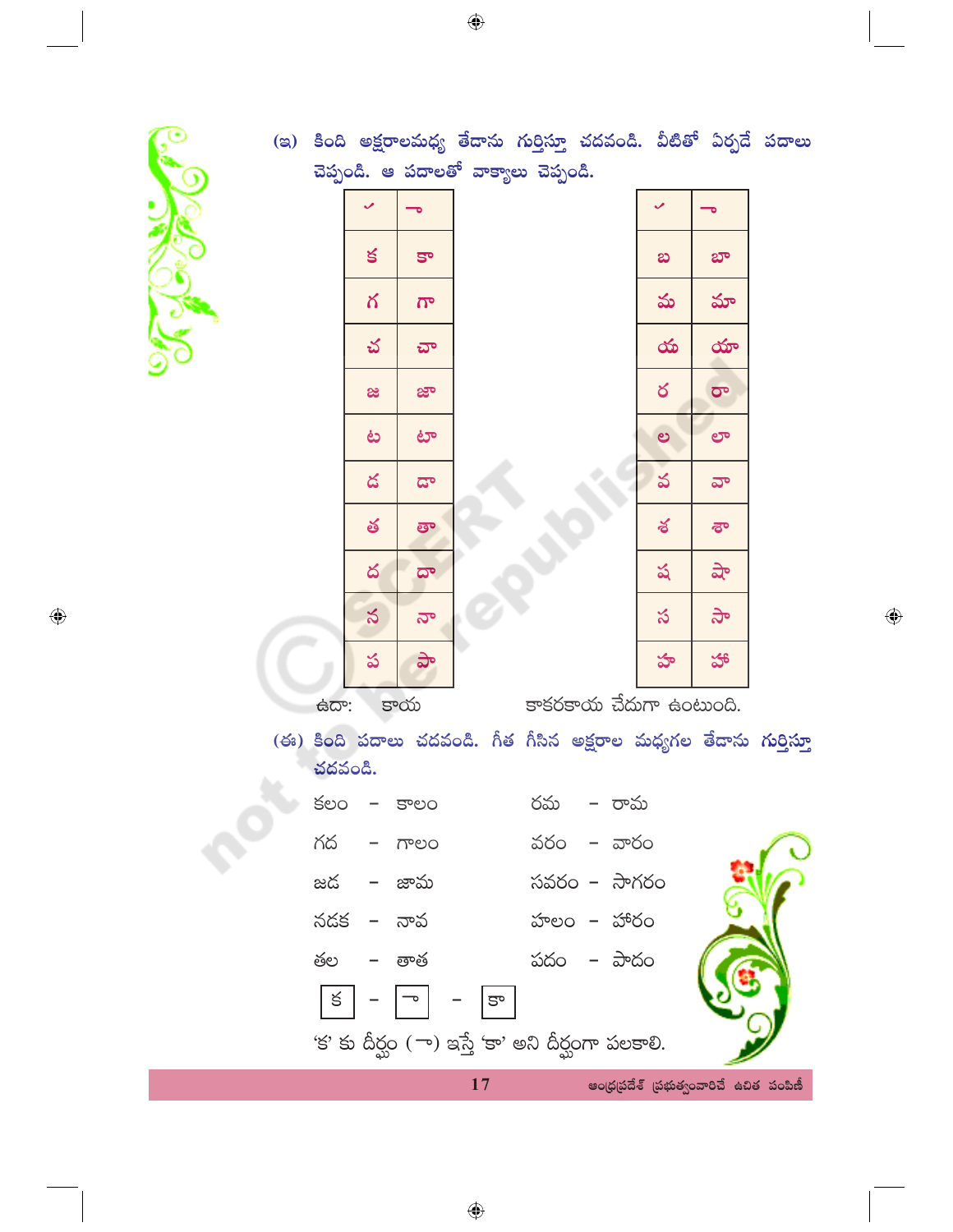(ఇ) కింది అక్షరాలమధ్య తేడాను గుర్తిస్తూ చదవండి. వీటితో ఏర్పడే పదాలు చెప్పండి. ఆ పదాలతో వాక్యాలు చెప్పండి.

| ✓ | ా |
|---|---|
| క | కా |
| గ | గా |
| చ | చా |
| జ | జా |
| ట | టా |
| డ | డా |
| త | తా |
| ద | దా |
| న | నా |
| ప | పా |

| ✓ | ా |
|---|---|
| బ | బా |
| మ | మా |
| య | యా |
| ర | రా |
| ల | లా |
| వ | వా |
| శ | శా |
| ష | షా |
| స | సా |
| హ | హా |

ఉదా: కాయ　　　　కాకరకాయ చేదుగా ఉంటుంది.

(ఈ) కింది పదాలు చదవండి. గీత గీసిన అక్షరాల మధ్యగల తేడాను గుర్తిస్తూ చదవండి.

| | |
|---|---|
| కలం - కాలం | రమ - రామ |
| గద - గాలం | వరం - వారం |
| జడ - జామ | సవరం - సాగరం |
| నడక - నావ | హలం - హారం |
| తల - తాత | పదం - పాదం |

క - ా - కా

'క' కు దీర్ఘం (ా) ఇస్తే 'కా' అని దీర్ఘంగా పలకాలి.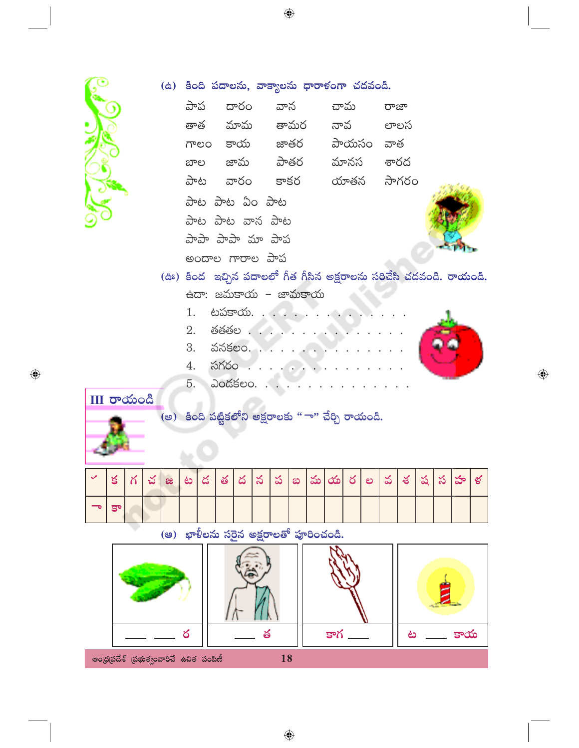(ఉ) కింది పదాలను, వాక్యాలను ధారాళంగా చదవండి.

| | | | | |
|---|---|---|---|---|
| పాప | దారం | వాన | చామ | రాజా |
| తాత | మామ | తామర | నావ | లాలస |
| గాలం | కాయ | జాతర | పాయసం | వాత |
| బాల | జామ | పాతర | మానస | శారద |
| పాట | వారం | కాకర | యాతన | సాగరం |

పాట పాట ఏం పాట

పాట పాట వాన పాట

పాపా పాపా మా పాప

అందాల గారాల పాప

(ఊ) కింద ఇచ్చిన పదాలలో గీత గీసిన అక్షరాలను సరిచేసి చదవండి. రాయండి.

ఉదా: జమకాయ – జామకాయ

1. టపకాయ. . . . . . . . . . . . . . . .
2. తతల . . . . . . . . . . . . . . . .
3. వనకలం. . . . . . . . . . . . . . . .
4. సగరం . . . . . . . . . . . . . . . .
5. ఎండకలం. . . . . . . . . . . . . . . .

## III రాయండి

(అ) కింది పట్టికలోని అక్షరాలకు "ా" చేర్చి రాయండి.

| ✓ | క | గ | చ | జ | ట | డ | త | ద | న | ప | బ | మ | య | ర | ల | వ | శ | ష | స | హ | ళ |
|---|---|---|---|---|---|---|---|---|---|---|---|---|---|---|---|---|---|---|---|---|---|
| ా | కా | | | | | | | | | | | | | | | | | | | | |

(ఆ) ఖాళీలను సరైన అక్షరాలతో పూరించండి.

| | | | |
|---|---|---|---|
| ___ ___ ర | ___ త | కాగ ___ | ట ___ కాయ |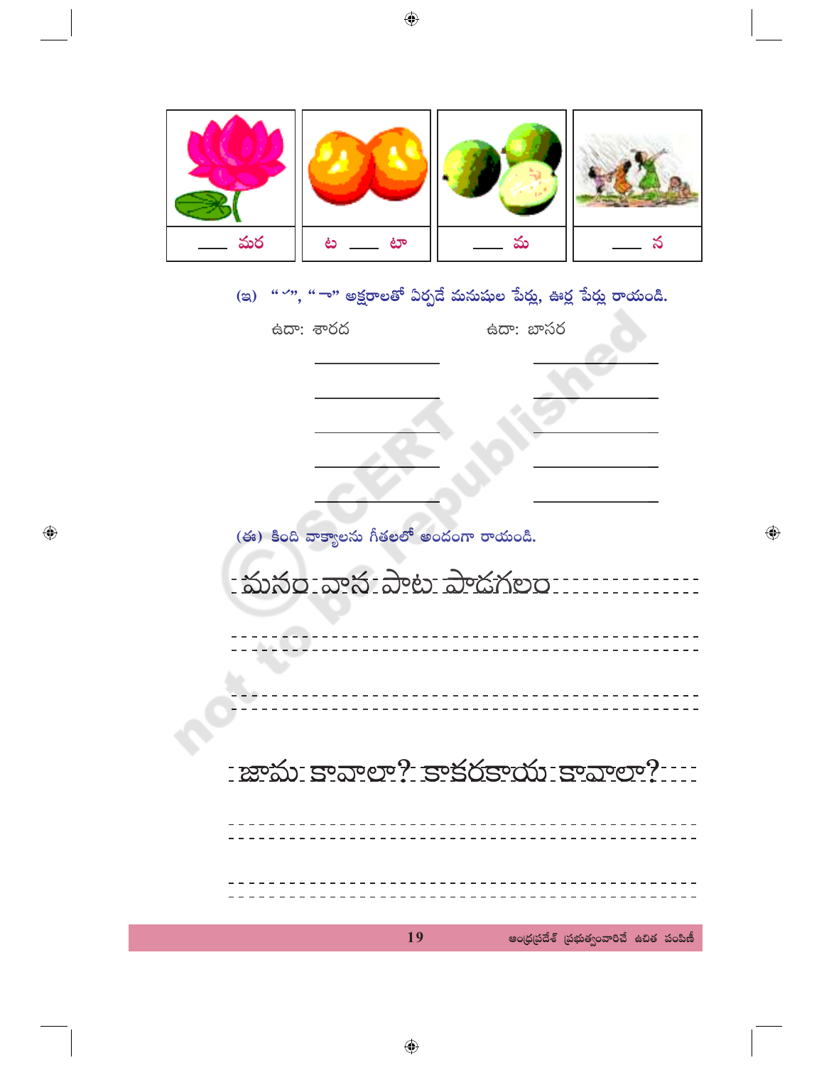| | | | |
|---|---|---|---|
| ___ మర | ట ___ టా | ___ మ | ___ న |

(ఇ) "ా", "ా" అక్షరాలతో ఏర్పడే మనుషుల పేర్లు, ఊర్ల పేర్లు రాయండి.

ఉదా: శారద　　　　　　　　ఉదా: బాసర

(ఈ) కింది వాక్యాలను గీతలలో అందంగా రాయండి.

మనం వాన పాట పాడగలం

జామ కావాలా? కాకరకాయ కావాలా?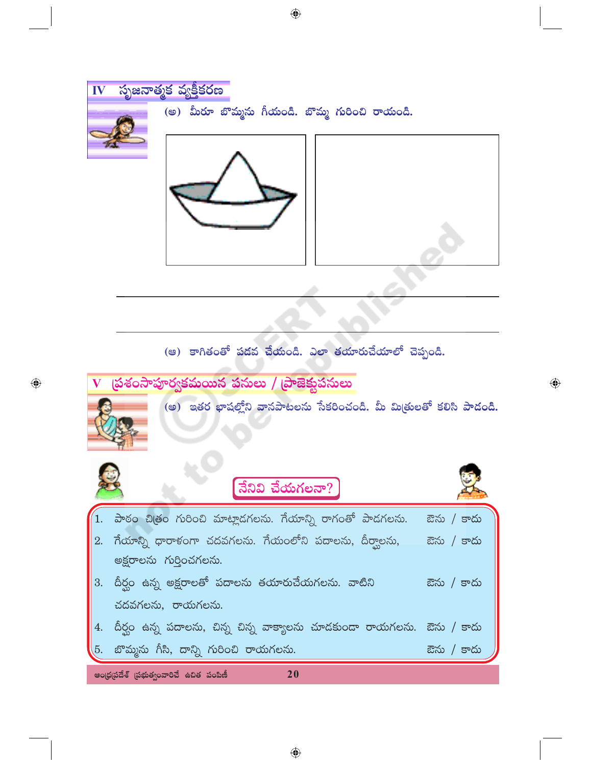## IV సృజనాత్మక వ్యక్తీకరణ

(అ) మీరూ బొమ్మను గీయండి. బొమ్మ గురించి రాయండి.

(ఆ) కాగితంతో పడవ చేయండి. ఎలా తయారుచేయాలో చెప్పండి.

## V ప్రశంసాపూర్వకమయిన పనులు / ప్రాజెక్టుపనులు

(అ) ఇతర భాషల్లోని వానపాటలను సేకరించండి. మీ మిత్రులతో కలిసి పాడండి.

### నేనివి చేయగలనా?

| | | |
|---|---|---|
| 1. | పాఠం చిత్రం గురించి మాట్లాడగలను. గేయాన్ని రాగంతో పాడగలను. | ఔను / కాదు |
| 2. | గేయాన్ని ధారాళంగా చదవగలను. గేయంలోని పదాలను, దీర్ఘాలను, అక్షరాలను గుర్తించగలను. | ఔను / కాదు |
| 3. | దీర్ఘం ఉన్న అక్షరాలతో పదాలను తయారుచేయగలను. వాటిని చదవగలను, రాయగలను. | ఔను / కాదు |
| 4. | దీర్ఘం ఉన్న పదాలను, చిన్న చిన్న వాక్యాలను చూడకుండా రాయగలను. | ఔను / కాదు |
| 5. | బొమ్మను గీసి, దాన్ని గురించి రాయగలను. | ఔను / కాదు |

ఆంధ్రప్రదేశ్ ప్రభుత్వంవారిచే ఉచిత పంపిణీ